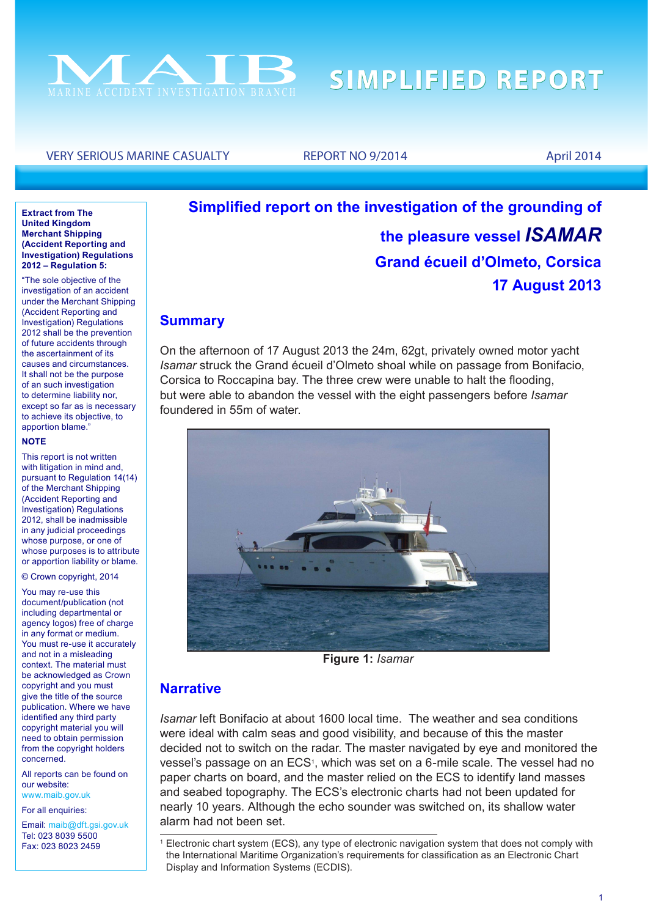# MAIB
MARINE ACCIDENT INVESTIGATION BRANCH

**SIMPLIFIED REPORT**

VERY SERIOUS MARINE CASUALTY | REPORT NO 9/2014 | April 2014

**Extract from The United Kingdom Merchant Shipping (Accident Reporting and Investigation) Regulations 2012 – Regulation 5:**

"The sole objective of the investigation of an accident under the Merchant Shipping (Accident Reporting and Investigation) Regulations 2012 shall be the prevention of future accidents through the ascertainment of its causes and circumstances. It shall not be the purpose of an such investigation to determine liability nor, except so far as is necessary to achieve its objective, to apportion blame."

**NOTE**

This report is not written with litigation in mind and, pursuant to Regulation 14(14) of the Merchant Shipping (Accident Reporting and Investigation) Regulations 2012, shall be inadmissible in any judicial proceedings whose purpose, or one of whose purposes is to attribute or apportion liability or blame.

© Crown copyright, 2014

You may re-use this document/publication (not including departmental or agency logos) free of charge in any format or medium. You must re-use it accurately and not in a misleading context. The material must be acknowledged as Crown copyright and you must give the title of the source publication. Where we have identified any third party copyright material you will need to obtain permission from the copyright holders concerned.

All reports can be found on our website:
www.maib.gov.uk

For all enquiries:

Email: maib@dft.gsi.gov.uk
Tel: 023 8039 5500
Fax: 023 8023 2459

# Simplified report on the investigation of the grounding of the pleasure vessel *ISAMAR* Grand écueil d'Olmeto, Corsica 17 August 2013

## Summary

On the afternoon of 17 August 2013 the 24m, 62gt, privately owned motor yacht *Isamar* struck the Grand écueil d'Olmeto shoal while on passage from Bonifacio, Corsica to Roccapina bay. The three crew were unable to halt the flooding, but were able to abandon the vessel with the eight passengers before *Isamar* foundered in 55m of water.

**Figure 1:** *Isamar*

## Narrative

*Isamar* left Bonifacio at about 1600 local time. The weather and sea conditions were ideal with calm seas and good visibility, and because of this the master decided not to switch on the radar. The master navigated by eye and monitored the vessel's passage on an ECS[1], which was set on a 6-mile scale. The vessel had no paper charts on board, and the master relied on the ECS to identify land masses and seabed topography. The ECS's electronic charts had not been updated for nearly 10 years. Although the echo sounder was switched on, its shallow water alarm had not been set.

[1] Electronic chart system (ECS), any type of electronic navigation system that does not comply with the International Maritime Organization's requirements for classification as an Electronic Chart Display and Information Systems (ECDIS).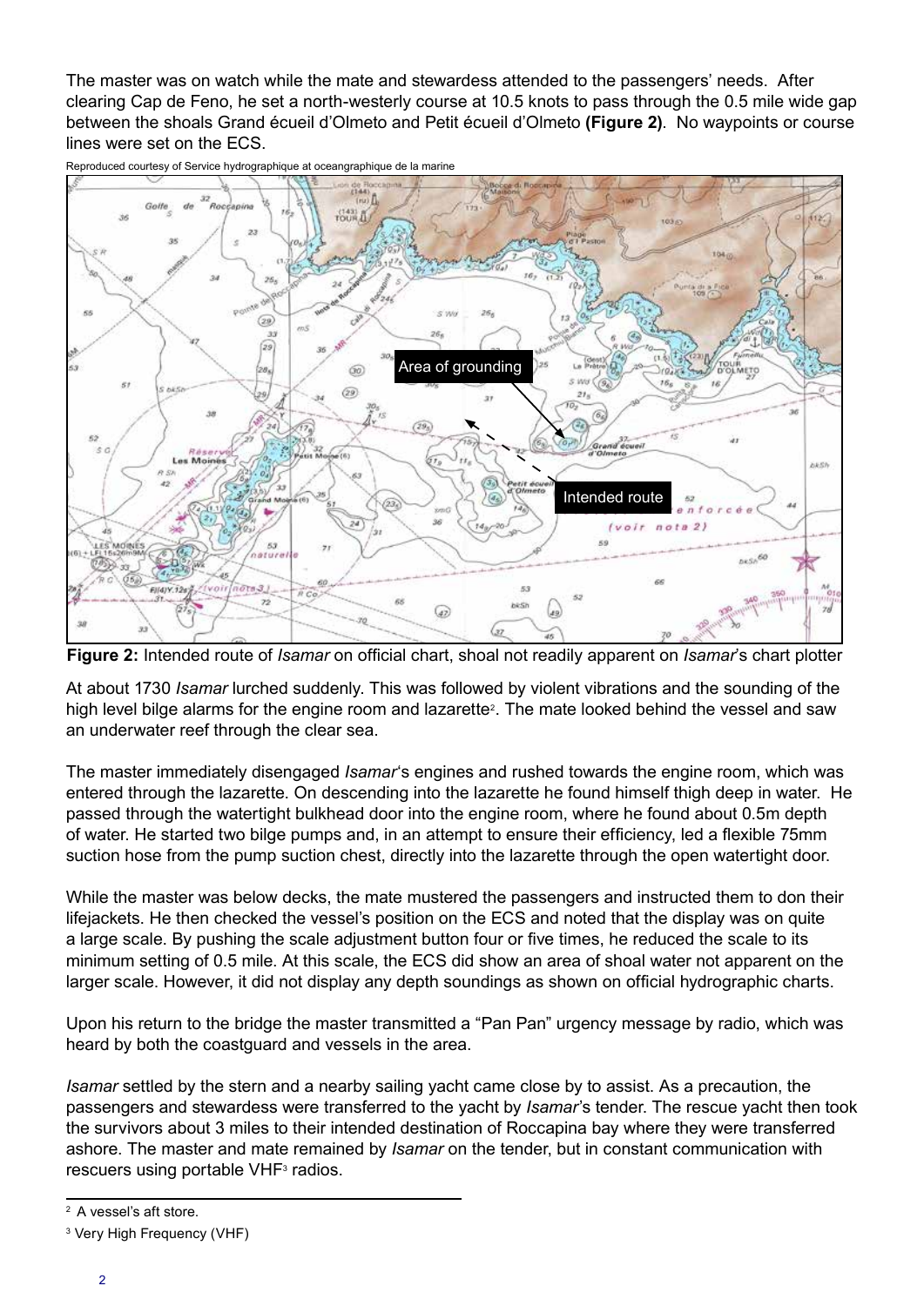The master was on watch while the mate and stewardess attended to the passengers' needs. After clearing Cap de Feno, he set a north-westerly course at 10.5 knots to pass through the 0.5 mile wide gap between the shoals Grand écueil d'Olmeto and Petit écueil d'Olmeto **(Figure 2)**. No waypoints or course lines were set on the ECS.

Reproduced courtesy of Service hydrographique at oceangraphique de la marine

**Figure 2:** Intended route of *Isamar* on official chart, shoal not readily apparent on *Isamar*'s chart plotter

At about 1730 *Isamar* lurched suddenly. This was followed by violent vibrations and the sounding of the high level bilge alarms for the engine room and lazarette[2]. The mate looked behind the vessel and saw an underwater reef through the clear sea.

The master immediately disengaged *Isamar*'s engines and rushed towards the engine room, which was entered through the lazarette. On descending into the lazarette he found himself thigh deep in water. He passed through the watertight bulkhead door into the engine room, where he found about 0.5m depth of water. He started two bilge pumps and, in an attempt to ensure their efficiency, led a flexible 75mm suction hose from the pump suction chest, directly into the lazarette through the open watertight door.

While the master was below decks, the mate mustered the passengers and instructed them to don their lifejackets. He then checked the vessel's position on the ECS and noted that the display was on quite a large scale. By pushing the scale adjustment button four or five times, he reduced the scale to its minimum setting of 0.5 mile. At this scale, the ECS did show an area of shoal water not apparent on the larger scale. However, it did not display any depth soundings as shown on official hydrographic charts.

Upon his return to the bridge the master transmitted a "Pan Pan" urgency message by radio, which was heard by both the coastguard and vessels in the area.

*Isamar* settled by the stern and a nearby sailing yacht came close by to assist. As a precaution, the passengers and stewardess were transferred to the yacht by *Isamar*'s tender. The rescue yacht then took the survivors about 3 miles to their intended destination of Roccapina bay where they were transferred ashore. The master and mate remained by *Isamar* on the tender, but in constant communication with rescuers using portable VHF[3] radios.

---

[2] A vessel's aft store.

[3] Very High Frequency (VHF)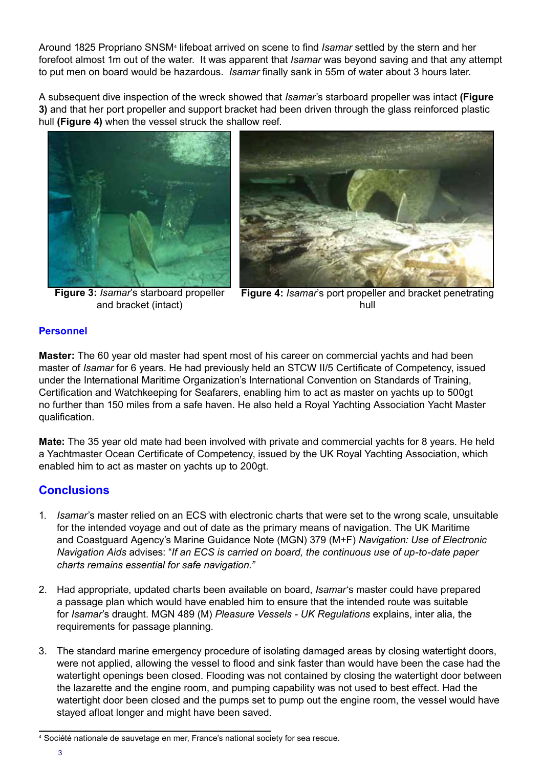Around 1825 Propriano SNSM[4] lifeboat arrived on scene to find *Isamar* settled by the stern and her forefoot almost 1m out of the water. It was apparent that *Isamar* was beyond saving and that any attempt to put men on board would be hazardous. *Isamar* finally sank in 55m of water about 3 hours later.

A subsequent dive inspection of the wreck showed that *Isamar*'s starboard propeller was intact **(Figure 3)** and that her port propeller and support bracket had been driven through the glass reinforced plastic hull **(Figure 4)** when the vessel struck the shallow reef.

**Figure 3:** *Isamar*'s starboard propeller and bracket (intact)

**Figure 4:** *Isamar*'s port propeller and bracket penetrating hull

### Personnel

**Master:** The 60 year old master had spent most of his career on commercial yachts and had been master of *Isamar* for 6 years. He had previously held an STCW II/5 Certificate of Competency, issued under the International Maritime Organization's International Convention on Standards of Training, Certification and Watchkeeping for Seafarers, enabling him to act as master on yachts up to 500gt no further than 150 miles from a safe haven. He also held a Royal Yachting Association Yacht Master qualification.

**Mate:** The 35 year old mate had been involved with private and commercial yachts for 8 years. He held a Yachtmaster Ocean Certificate of Competency, issued by the UK Royal Yachting Association, which enabled him to act as master on yachts up to 200gt.

## Conclusions

1. *Isamar*'s master relied on an ECS with electronic charts that were set to the wrong scale, unsuitable for the intended voyage and out of date as the primary means of navigation. The UK Maritime and Coastguard Agency's Marine Guidance Note (MGN) 379 (M+F) *Navigation: Use of Electronic Navigation Aids* advises: "*If an ECS is carried on board, the continuous use of up-to-date paper charts remains essential for safe navigation.*"

2. Had appropriate, updated charts been available on board, *Isamar*'s master could have prepared a passage plan which would have enabled him to ensure that the intended route was suitable for *Isamar*'s draught. MGN 489 (M) *Pleasure Vessels - UK Regulations* explains, inter alia, the requirements for passage planning.

3. The standard marine emergency procedure of isolating damaged areas by closing watertight doors, were not applied, allowing the vessel to flood and sink faster than would have been the case had the watertight openings been closed. Flooding was not contained by closing the watertight door between the lazarette and the engine room, and pumping capability was not used to best effect. Had the watertight door been closed and the pumps set to pump out the engine room, the vessel would have stayed afloat longer and might have been saved.

---

[4] Société nationale de sauvetage en mer, France's national society for sea rescue.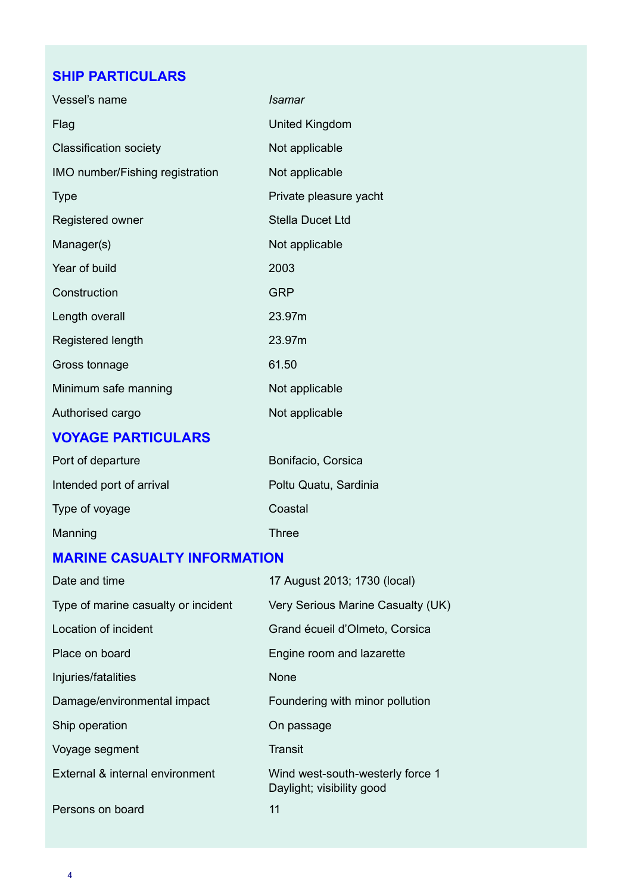## SHIP PARTICULARS

| | |
|---|---|
| Vessel's name | *Isamar* |
| Flag | United Kingdom |
| Classification society | Not applicable |
| IMO number/Fishing registration | Not applicable |
| Type | Private pleasure yacht |
| Registered owner | Stella Ducet Ltd |
| Manager(s) | Not applicable |
| Year of build | 2003 |
| Construction | GRP |
| Length overall | 23.97m |
| Registered length | 23.97m |
| Gross tonnage | 61.50 |
| Minimum safe manning | Not applicable |
| Authorised cargo | Not applicable |

## VOYAGE PARTICULARS

| | |
|---|---|
| Port of departure | Bonifacio, Corsica |
| Intended port of arrival | Poltu Quatu, Sardinia |
| Type of voyage | Coastal |
| Manning | Three |

## MARINE CASUALTY INFORMATION

| | |
|---|---|
| Date and time | 17 August 2013; 1730 (local) |
| Type of marine casualty or incident | Very Serious Marine Casualty (UK) |
| Location of incident | Grand écueil d'Olmeto, Corsica |
| Place on board | Engine room and lazarette |
| Injuries/fatalities | None |
| Damage/environmental impact | Foundering with minor pollution |
| Ship operation | On passage |
| Voyage segment | Transit |
| External & internal environment | Wind west-south-westerly force 1<br>Daylight; visibility good |
| Persons on board | 11 |